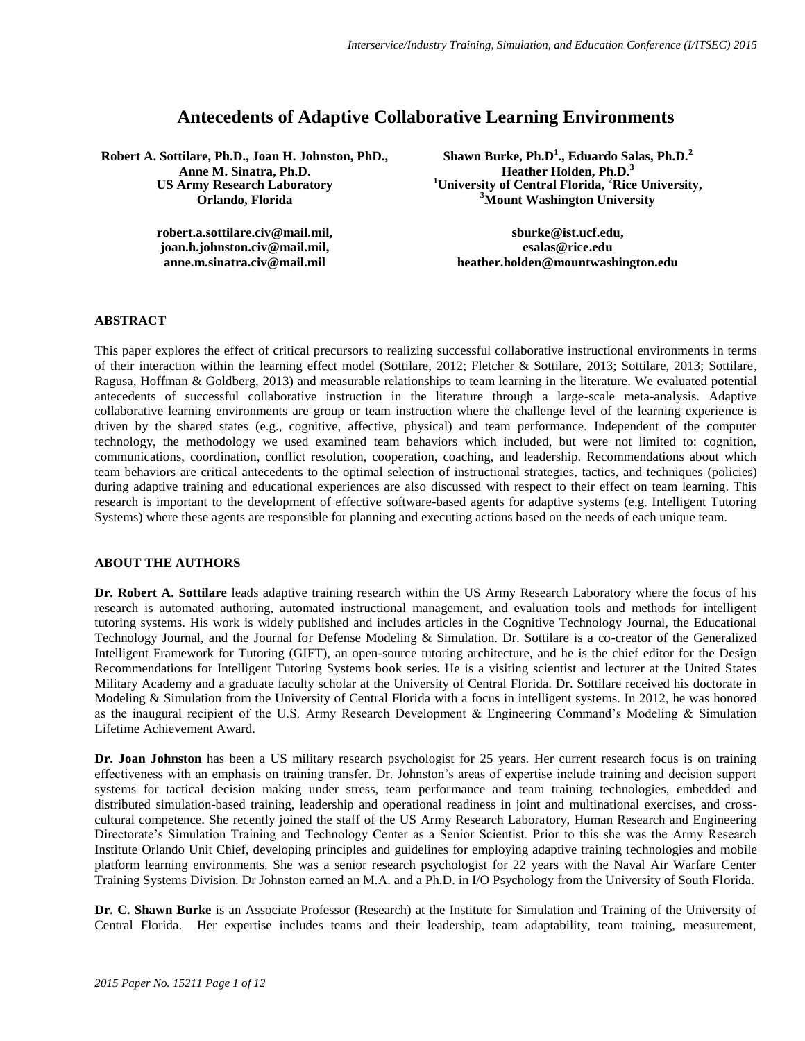# Antecedents of Adaptive Collaborative Learning Environments

**Robert A. Sottilare, Ph.D., Joan H. Johnston, PhD., Anne M. Sinatra, Ph.D.**
**US Army Research Laboratory**
**Orlando, Florida**

**robert.a.sottilare.civ@mail.mil, joan.h.johnston.civ@mail.mil, anne.m.sinatra.civ@mail.mil**

**Shawn Burke, Ph.D[1]., Eduardo Salas, Ph.D.[2]**
**Heather Holden, Ph.D.[3]**
**[1]University of Central Florida, [2]Rice University, [3]Mount Washington University**

**sburke@ist.ucf.edu, esalas@rice.edu, heather.holden@mountwashington.edu**

## ABSTRACT

This paper explores the effect of critical precursors to realizing successful collaborative instructional environments in terms of their interaction within the learning effect model (Sottilare, 2012; Fletcher & Sottilare, 2013; Sottilare, 2013; Sottilare, Ragusa, Hoffman & Goldberg, 2013) and measurable relationships to team learning in the literature. We evaluated potential antecedents of successful collaborative instruction in the literature through a large-scale meta-analysis. Adaptive collaborative learning environments are group or team instruction where the challenge level of the learning experience is driven by the shared states (e.g., cognitive, affective, physical) and team performance. Independent of the computer technology, the methodology we used examined team behaviors which included, but were not limited to: cognition, communications, coordination, conflict resolution, cooperation, coaching, and leadership. Recommendations about which team behaviors are critical antecedents to the optimal selection of instructional strategies, tactics, and techniques (policies) during adaptive training and educational experiences are also discussed with respect to their effect on team learning. This research is important to the development of effective software-based agents for adaptive systems (e.g. Intelligent Tutoring Systems) where these agents are responsible for planning and executing actions based on the needs of each unique team.

## ABOUT THE AUTHORS

**Dr. Robert A. Sottilare** leads adaptive training research within the US Army Research Laboratory where the focus of his research is automated authoring, automated instructional management, and evaluation tools and methods for intelligent tutoring systems. His work is widely published and includes articles in the Cognitive Technology Journal, the Educational Technology Journal, and the Journal for Defense Modeling & Simulation. Dr. Sottilare is a co-creator of the Generalized Intelligent Framework for Tutoring (GIFT), an open-source tutoring architecture, and he is the chief editor for the Design Recommendations for Intelligent Tutoring Systems book series. He is a visiting scientist and lecturer at the United States Military Academy and a graduate faculty scholar at the University of Central Florida. Dr. Sottilare received his doctorate in Modeling & Simulation from the University of Central Florida with a focus in intelligent systems. In 2012, he was honored as the inaugural recipient of the U.S. Army Research Development & Engineering Command's Modeling & Simulation Lifetime Achievement Award.

**Dr. Joan Johnston** has been a US military research psychologist for 25 years. Her current research focus is on training effectiveness with an emphasis on training transfer. Dr. Johnston's areas of expertise include training and decision support systems for tactical decision making under stress, team performance and team training technologies, embedded and distributed simulation-based training, leadership and operational readiness in joint and multinational exercises, and cross-cultural competence. She recently joined the staff of the US Army Research Laboratory, Human Research and Engineering Directorate's Simulation Training and Technology Center as a Senior Scientist. Prior to this she was the Army Research Institute Orlando Unit Chief, developing principles and guidelines for employing adaptive training technologies and mobile platform learning environments. She was a senior research psychologist for 22 years with the Naval Air Warfare Center Training Systems Division. Dr Johnston earned an M.A. and a Ph.D. in I/O Psychology from the University of South Florida.

**Dr. C. Shawn Burke** is an Associate Professor (Research) at the Institute for Simulation and Training of the University of Central Florida. Her expertise includes teams and their leadership, team adaptability, team training, measurement,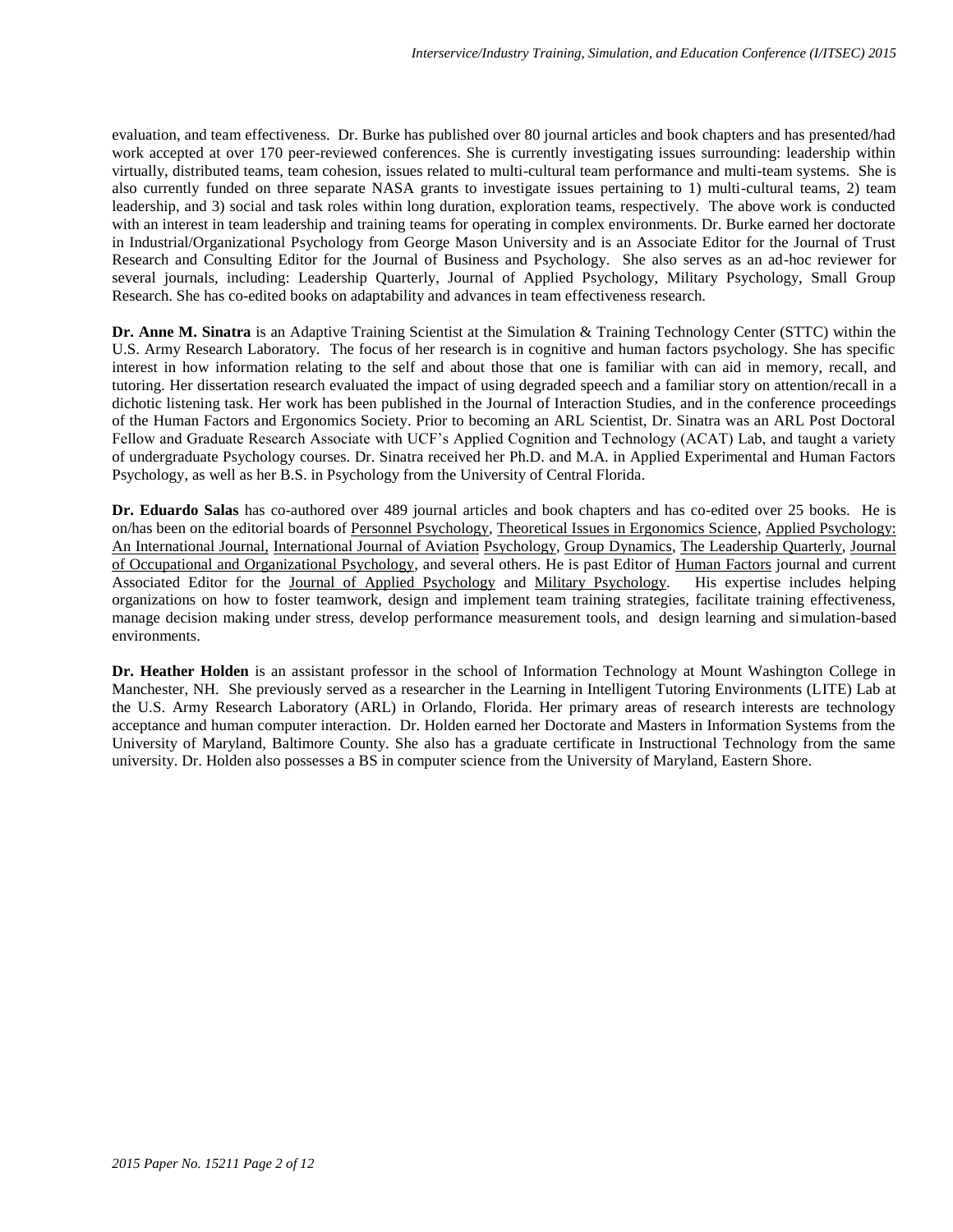evaluation, and team effectiveness. Dr. Burke has published over 80 journal articles and book chapters and has presented/had work accepted at over 170 peer-reviewed conferences. She is currently investigating issues surrounding: leadership within virtually, distributed teams, team cohesion, issues related to multi-cultural team performance and multi-team systems. She is also currently funded on three separate NASA grants to investigate issues pertaining to 1) multi-cultural teams, 2) team leadership, and 3) social and task roles within long duration, exploration teams, respectively. The above work is conducted with an interest in team leadership and training teams for operating in complex environments. Dr. Burke earned her doctorate in Industrial/Organizational Psychology from George Mason University and is an Associate Editor for the Journal of Trust Research and Consulting Editor for the Journal of Business and Psychology. She also serves as an ad-hoc reviewer for several journals, including: Leadership Quarterly, Journal of Applied Psychology, Military Psychology, Small Group Research. She has co-edited books on adaptability and advances in team effectiveness research.

**Dr. Anne M. Sinatra** is an Adaptive Training Scientist at the Simulation & Training Technology Center (STTC) within the U.S. Army Research Laboratory. The focus of her research is in cognitive and human factors psychology. She has specific interest in how information relating to the self and about those that one is familiar with can aid in memory, recall, and tutoring. Her dissertation research evaluated the impact of using degraded speech and a familiar story on attention/recall in a dichotic listening task. Her work has been published in the Journal of Interaction Studies, and in the conference proceedings of the Human Factors and Ergonomics Society. Prior to becoming an ARL Scientist, Dr. Sinatra was an ARL Post Doctoral Fellow and Graduate Research Associate with UCF's Applied Cognition and Technology (ACAT) Lab, and taught a variety of undergraduate Psychology courses. Dr. Sinatra received her Ph.D. and M.A. in Applied Experimental and Human Factors Psychology, as well as her B.S. in Psychology from the University of Central Florida.

**Dr. Eduardo Salas** has co-authored over 489 journal articles and book chapters and has co-edited over 25 books. He is on/has been on the editorial boards of Personnel Psychology, Theoretical Issues in Ergonomics Science, Applied Psychology: An International Journal, International Journal of Aviation Psychology, Group Dynamics, The Leadership Quarterly, Journal of Occupational and Organizational Psychology, and several others. He is past Editor of Human Factors journal and current Associated Editor for the Journal of Applied Psychology and Military Psychology. His expertise includes helping organizations on how to foster teamwork, design and implement team training strategies, facilitate training effectiveness, manage decision making under stress, develop performance measurement tools, and design learning and simulation-based environments.

**Dr. Heather Holden** is an assistant professor in the school of Information Technology at Mount Washington College in Manchester, NH. She previously served as a researcher in the Learning in Intelligent Tutoring Environments (LITE) Lab at the U.S. Army Research Laboratory (ARL) in Orlando, Florida. Her primary areas of research interests are technology acceptance and human computer interaction. Dr. Holden earned her Doctorate and Masters in Information Systems from the University of Maryland, Baltimore County. She also has a graduate certificate in Instructional Technology from the same university. Dr. Holden also possesses a BS in computer science from the University of Maryland, Eastern Shore.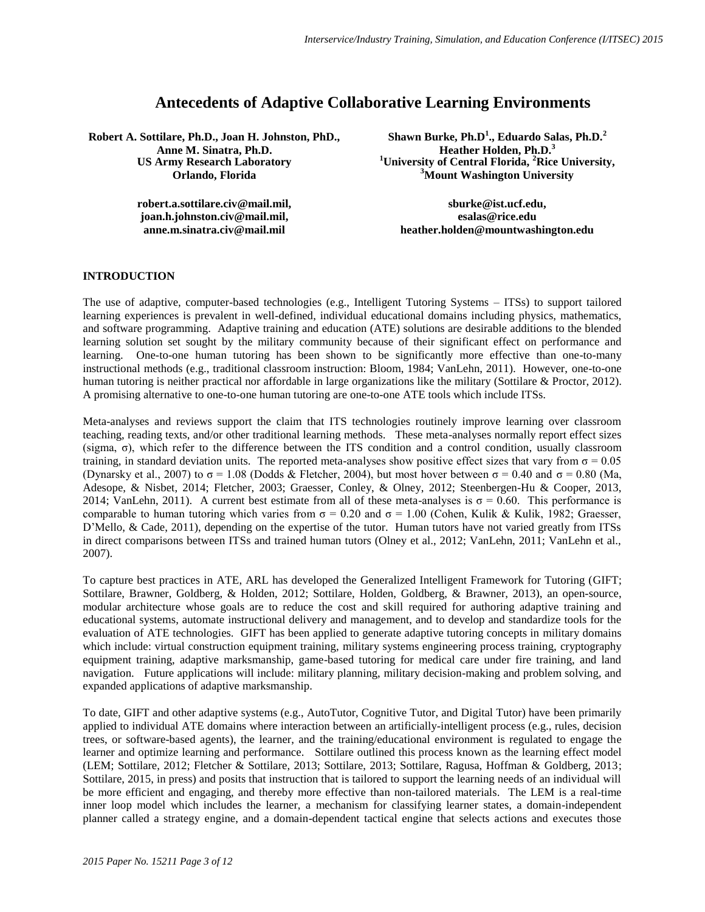# Antecedents of Adaptive Collaborative Learning Environments

**Robert A. Sottilare, Ph.D., Joan H. Johnston, PhD., Anne M. Sinatra, Ph.D.**
**US Army Research Laboratory**
**Orlando, Florida**

**robert.a.sottilare.civ@mail.mil, joan.h.johnston.civ@mail.mil, anne.m.sinatra.civ@mail.mil**

**Shawn Burke, Ph.D[1]., Eduardo Salas, Ph.D.[2]**
**Heather Holden, Ph.D.[3]**
**[1]University of Central Florida, [2]Rice University, [3]Mount Washington University**

**sburke@ist.ucf.edu, esalas@rice.edu**
**heather.holden@mountwashington.edu**

## INTRODUCTION

The use of adaptive, computer-based technologies (e.g., Intelligent Tutoring Systems – ITSs) to support tailored learning experiences is prevalent in well-defined, individual educational domains including physics, mathematics, and software programming. Adaptive training and education (ATE) solutions are desirable additions to the blended learning solution set sought by the military community because of their significant effect on performance and learning. One-to-one human tutoring has been shown to be significantly more effective than one-to-many instructional methods (e.g., traditional classroom instruction: Bloom, 1984; VanLehn, 2011). However, one-to-one human tutoring is neither practical nor affordable in large organizations like the military (Sottilare & Proctor, 2012). A promising alternative to one-to-one human tutoring are one-to-one ATE tools which include ITSs.

Meta-analyses and reviews support the claim that ITS technologies routinely improve learning over classroom teaching, reading texts, and/or other traditional learning methods. These meta-analyses normally report effect sizes (sigma, $\sigma$), which refer to the difference between the ITS condition and a control condition, usually classroom training, in standard deviation units. The reported meta-analyses show positive effect sizes that vary from $\sigma = 0.05$ (Dynarsky et al., 2007) to $\sigma = 1.08$ (Dodds & Fletcher, 2004), but most hover between $\sigma = 0.40$ and $\sigma = 0.80$ (Ma, Adesope, & Nisbet, 2014; Fletcher, 2003; Graesser, Conley, & Olney, 2012; Steenbergen-Hu & Cooper, 2013, 2014; VanLehn, 2011). A current best estimate from all of these meta-analyses is $\sigma = 0.60$. This performance is comparable to human tutoring which varies from $\sigma = 0.20$ and $\sigma = 1.00$ (Cohen, Kulik & Kulik, 1982; Graesser, D'Mello, & Cade, 2011), depending on the expertise of the tutor. Human tutors have not varied greatly from ITSs in direct comparisons between ITSs and trained human tutors (Olney et al., 2012; VanLehn, 2011; VanLehn et al., 2007).

To capture best practices in ATE, ARL has developed the Generalized Intelligent Framework for Tutoring (GIFT; Sottilare, Brawner, Goldberg, & Holden, 2012; Sottilare, Holden, Goldberg, & Brawner, 2013), an open-source, modular architecture whose goals are to reduce the cost and skill required for authoring adaptive training and educational systems, automate instructional delivery and management, and to develop and standardize tools for the evaluation of ATE technologies. GIFT has been applied to generate adaptive tutoring concepts in military domains which include: virtual construction equipment training, military systems engineering process training, cryptography equipment training, adaptive marksmanship, game-based tutoring for medical care under fire training, and land navigation. Future applications will include: military planning, military decision-making and problem solving, and expanded applications of adaptive marksmanship.

To date, GIFT and other adaptive systems (e.g., AutoTutor, Cognitive Tutor, and Digital Tutor) have been primarily applied to individual ATE domains where interaction between an artificially-intelligent process (e.g., rules, decision trees, or software-based agents), the learner, and the training/educational environment is regulated to engage the learner and optimize learning and performance. Sottilare outlined this process known as the learning effect model (LEM; Sottilare, 2012; Fletcher & Sottilare, 2013; Sottilare, 2013; Sottilare, Ragusa, Hoffman & Goldberg, 2013; Sottilare, 2015, in press) and posits that instruction that is tailored to support the learning needs of an individual will be more efficient and engaging, and thereby more effective than non-tailored materials. The LEM is a real-time inner loop model which includes the learner, a mechanism for classifying learner states, a domain-independent planner called a strategy engine, and a domain-dependent tactical engine that selects actions and executes those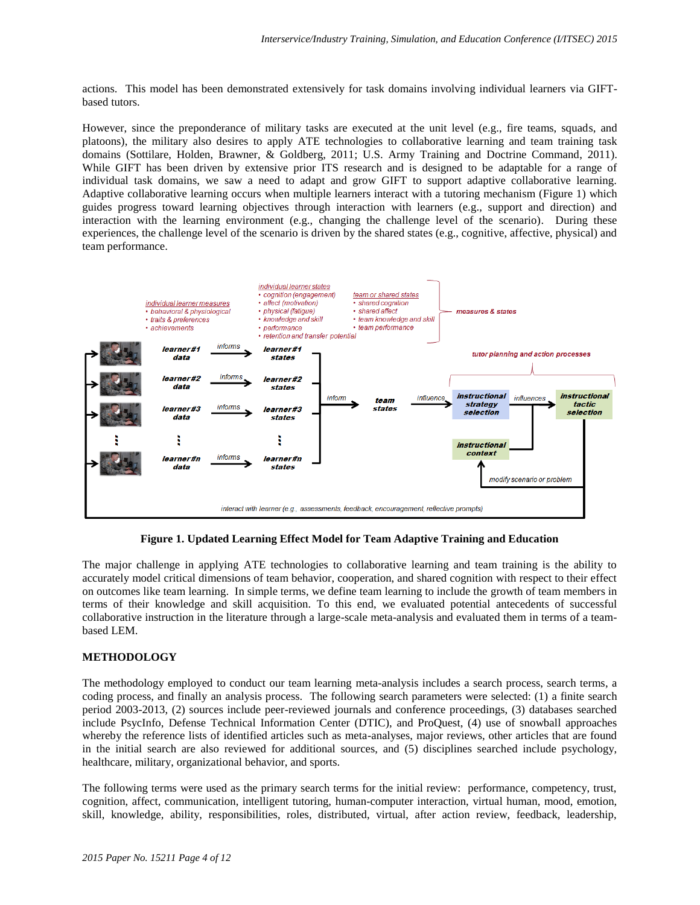actions. This model has been demonstrated extensively for task domains involving individual learners via GIFT-based tutors.

However, since the preponderance of military tasks are executed at the unit level (e.g., fire teams, squads, and platoons), the military also desires to apply ATE technologies to collaborative learning and team training task domains (Sottilare, Holden, Brawner, & Goldberg, 2011; U.S. Army Training and Doctrine Command, 2011). While GIFT has been driven by extensive prior ITS research and is designed to be adaptable for a range of individual task domains, we saw a need to adapt and grow GIFT to support adaptive collaborative learning. Adaptive collaborative learning occurs when multiple learners interact with a tutoring mechanism (Figure 1) which guides progress toward learning objectives through interaction with learners (e.g., support and direction) and interaction with the learning environment (e.g., changing the challenge level of the scenario). During these experiences, the challenge level of the scenario is driven by the shared states (e.g., cognitive, affective, physical) and team performance.

**Figure 1. Updated Learning Effect Model for Team Adaptive Training and Education**

The major challenge in applying ATE technologies to collaborative learning and team training is the ability to accurately model critical dimensions of team behavior, cooperation, and shared cognition with respect to their effect on outcomes like team learning. In simple terms, we define team learning to include the growth of team members in terms of their knowledge and skill acquisition. To this end, we evaluated potential antecedents of successful collaborative instruction in the literature through a large-scale meta-analysis and evaluated them in terms of a team-based LEM.

## METHODOLOGY

The methodology employed to conduct our team learning meta-analysis includes a search process, search terms, a coding process, and finally an analysis process. The following search parameters were selected: (1) a finite search period 2003-2013, (2) sources include peer-reviewed journals and conference proceedings, (3) databases searched include PsycInfo, Defense Technical Information Center (DTIC), and ProQuest, (4) use of snowball approaches whereby the reference lists of identified articles such as meta-analyses, major reviews, other articles that are found in the initial search are also reviewed for additional sources, and (5) disciplines searched include psychology, healthcare, military, organizational behavior, and sports.

The following terms were used as the primary search terms for the initial review: performance, competency, trust, cognition, affect, communication, intelligent tutoring, human-computer interaction, virtual human, mood, emotion, skill, knowledge, ability, responsibilities, roles, distributed, virtual, after action review, feedback, leadership,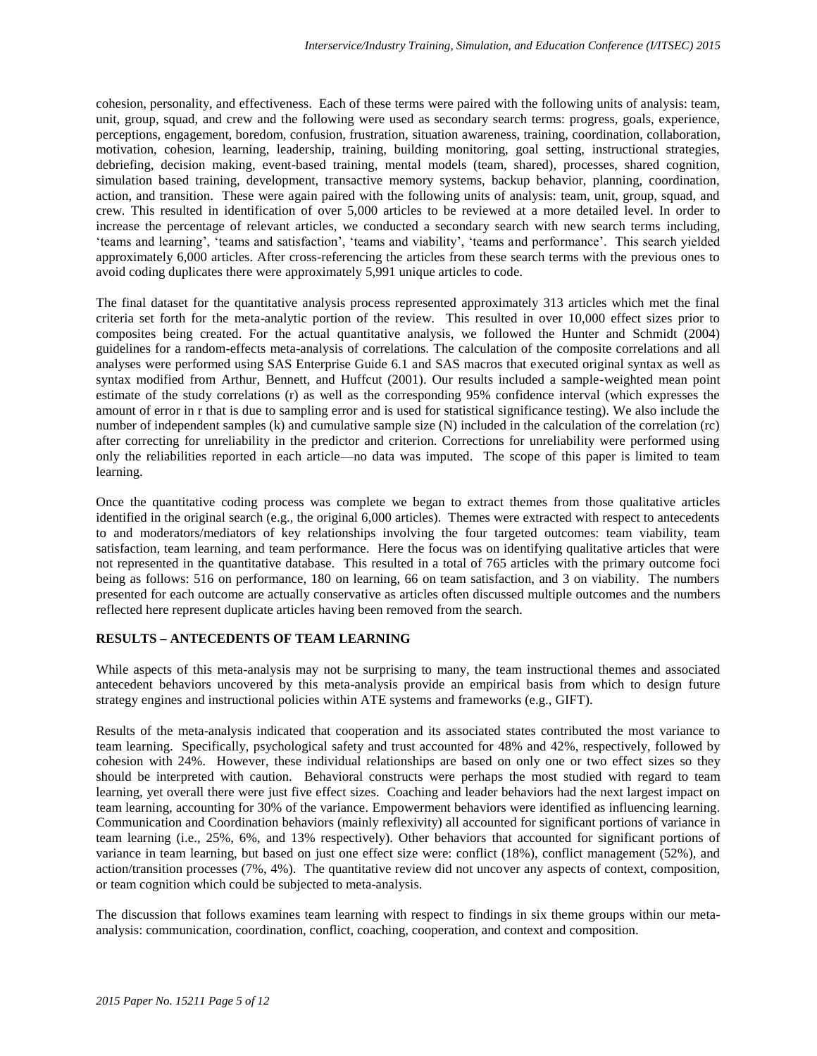cohesion, personality, and effectiveness. Each of these terms were paired with the following units of analysis: team, unit, group, squad, and crew and the following were used as secondary search terms: progress, goals, experience, perceptions, engagement, boredom, confusion, frustration, situation awareness, training, coordination, collaboration, motivation, cohesion, learning, leadership, training, building monitoring, goal setting, instructional strategies, debriefing, decision making, event-based training, mental models (team, shared), processes, shared cognition, simulation based training, development, transactive memory systems, backup behavior, planning, coordination, action, and transition. These were again paired with the following units of analysis: team, unit, group, squad, and crew. This resulted in identification of over 5,000 articles to be reviewed at a more detailed level. In order to increase the percentage of relevant articles, we conducted a secondary search with new search terms including, 'teams and learning', 'teams and satisfaction', 'teams and viability', 'teams and performance'. This search yielded approximately 6,000 articles. After cross-referencing the articles from these search terms with the previous ones to avoid coding duplicates there were approximately 5,991 unique articles to code.

The final dataset for the quantitative analysis process represented approximately 313 articles which met the final criteria set forth for the meta-analytic portion of the review. This resulted in over 10,000 effect sizes prior to composites being created. For the actual quantitative analysis, we followed the Hunter and Schmidt (2004) guidelines for a random-effects meta-analysis of correlations. The calculation of the composite correlations and all analyses were performed using SAS Enterprise Guide 6.1 and SAS macros that executed original syntax as well as syntax modified from Arthur, Bennett, and Huffcut (2001). Our results included a sample-weighted mean point estimate of the study correlations (r) as well as the corresponding 95% confidence interval (which expresses the amount of error in r that is due to sampling error and is used for statistical significance testing). We also include the number of independent samples (k) and cumulative sample size (N) included in the calculation of the correlation (rc) after correcting for unreliability in the predictor and criterion. Corrections for unreliability were performed using only the reliabilities reported in each article—no data was imputed. The scope of this paper is limited to team learning.

Once the quantitative coding process was complete we began to extract themes from those qualitative articles identified in the original search (e.g., the original 6,000 articles). Themes were extracted with respect to antecedents to and moderators/mediators of key relationships involving the four targeted outcomes: team viability, team satisfaction, team learning, and team performance. Here the focus was on identifying qualitative articles that were not represented in the quantitative database. This resulted in a total of 765 articles with the primary outcome foci being as follows: 516 on performance, 180 on learning, 66 on team satisfaction, and 3 on viability. The numbers presented for each outcome are actually conservative as articles often discussed multiple outcomes and the numbers reflected here represent duplicate articles having been removed from the search.

## RESULTS – ANTECEDENTS OF TEAM LEARNING

While aspects of this meta-analysis may not be surprising to many, the team instructional themes and associated antecedent behaviors uncovered by this meta-analysis provide an empirical basis from which to design future strategy engines and instructional policies within ATE systems and frameworks (e.g., GIFT).

Results of the meta-analysis indicated that cooperation and its associated states contributed the most variance to team learning. Specifically, psychological safety and trust accounted for 48% and 42%, respectively, followed by cohesion with 24%. However, these individual relationships are based on only one or two effect sizes so they should be interpreted with caution. Behavioral constructs were perhaps the most studied with regard to team learning, yet overall there were just five effect sizes. Coaching and leader behaviors had the next largest impact on team learning, accounting for 30% of the variance. Empowerment behaviors were identified as influencing learning. Communication and Coordination behaviors (mainly reflexivity) all accounted for significant portions of variance in team learning (i.e., 25%, 6%, and 13% respectively). Other behaviors that accounted for significant portions of variance in team learning, but based on just one effect size were: conflict (18%), conflict management (52%), and action/transition processes (7%, 4%). The quantitative review did not uncover any aspects of context, composition, or team cognition which could be subjected to meta-analysis.

The discussion that follows examines team learning with respect to findings in six theme groups within our meta-analysis: communication, coordination, conflict, coaching, cooperation, and context and composition.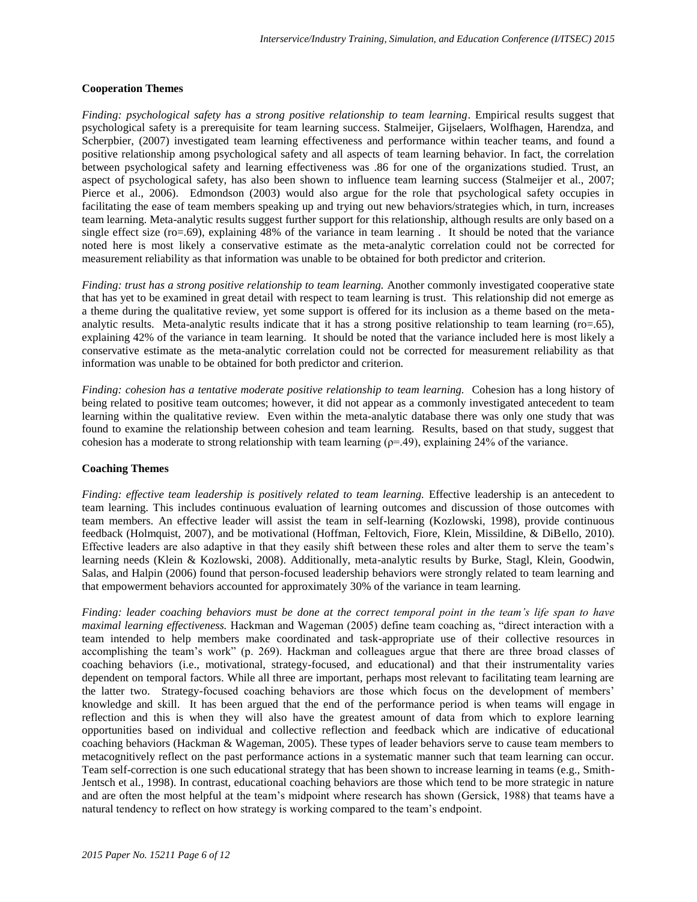### Cooperation Themes

*Finding: psychological safety has a strong positive relationship to team learning*. Empirical results suggest that psychological safety is a prerequisite for team learning success. Stalmeijer, Gijselaers, Wolfhagen, Harendza, and Scherpbier, (2007) investigated team learning effectiveness and performance within teacher teams, and found a positive relationship among psychological safety and all aspects of team learning behavior. In fact, the correlation between psychological safety and learning effectiveness was .86 for one of the organizations studied. Trust, an aspect of psychological safety, has also been shown to influence team learning success (Stalmeijer et al., 2007; Pierce et al., 2006). Edmondson (2003) would also argue for the role that psychological safety occupies in facilitating the ease of team members speaking up and trying out new behaviors/strategies which, in turn, increases team learning. Meta-analytic results suggest further support for this relationship, although results are only based on a single effect size (ro=.69), explaining 48% of the variance in team learning . It should be noted that the variance noted here is most likely a conservative estimate as the meta-analytic correlation could not be corrected for measurement reliability as that information was unable to be obtained for both predictor and criterion.

*Finding: trust has a strong positive relationship to team learning.* Another commonly investigated cooperative state that has yet to be examined in great detail with respect to team learning is trust. This relationship did not emerge as a theme during the qualitative review, yet some support is offered for its inclusion as a theme based on the meta-analytic results. Meta-analytic results indicate that it has a strong positive relationship to team learning (ro=.65), explaining 42% of the variance in team learning. It should be noted that the variance included here is most likely a conservative estimate as the meta-analytic correlation could not be corrected for measurement reliability as that information was unable to be obtained for both predictor and criterion.

*Finding: cohesion has a tentative moderate positive relationship to team learning.* Cohesion has a long history of being related to positive team outcomes; however, it did not appear as a commonly investigated antecedent to team learning within the qualitative review. Even within the meta-analytic database there was only one study that was found to examine the relationship between cohesion and team learning. Results, based on that study, suggest that cohesion has a moderate to strong relationship with team learning ($\rho$=.49), explaining 24% of the variance.

### Coaching Themes

*Finding: effective team leadership is positively related to team learning.* Effective leadership is an antecedent to team learning. This includes continuous evaluation of learning outcomes and discussion of those outcomes with team members. An effective leader will assist the team in self-learning (Kozlowski, 1998), provide continuous feedback (Holmquist, 2007), and be motivational (Hoffman, Feltovich, Fiore, Klein, Missildine, & DiBello, 2010). Effective leaders are also adaptive in that they easily shift between these roles and alter them to serve the team's learning needs (Klein & Kozlowski, 2008). Additionally, meta-analytic results by Burke, Stagl, Klein, Goodwin, Salas, and Halpin (2006) found that person-focused leadership behaviors were strongly related to team learning and that empowerment behaviors accounted for approximately 30% of the variance in team learning.

*Finding: leader coaching behaviors must be done at the correct temporal point in the team's life span to have maximal learning effectiveness.* Hackman and Wageman (2005) define team coaching as, "direct interaction with a team intended to help members make coordinated and task-appropriate use of their collective resources in accomplishing the team's work" (p. 269). Hackman and colleagues argue that there are three broad classes of coaching behaviors (i.e., motivational, strategy-focused, and educational) and that their instrumentality varies dependent on temporal factors. While all three are important, perhaps most relevant to facilitating team learning are the latter two. Strategy-focused coaching behaviors are those which focus on the development of members' knowledge and skill. It has been argued that the end of the performance period is when teams will engage in reflection and this is when they will also have the greatest amount of data from which to explore learning opportunities based on individual and collective reflection and feedback which are indicative of educational coaching behaviors (Hackman & Wageman, 2005). These types of leader behaviors serve to cause team members to metacognitively reflect on the past performance actions in a systematic manner such that team learning can occur. Team self-correction is one such educational strategy that has been shown to increase learning in teams (e.g., Smith-Jentsch et al., 1998). In contrast, educational coaching behaviors are those which tend to be more strategic in nature and are often the most helpful at the team's midpoint where research has shown (Gersick, 1988) that teams have a natural tendency to reflect on how strategy is working compared to the team's endpoint.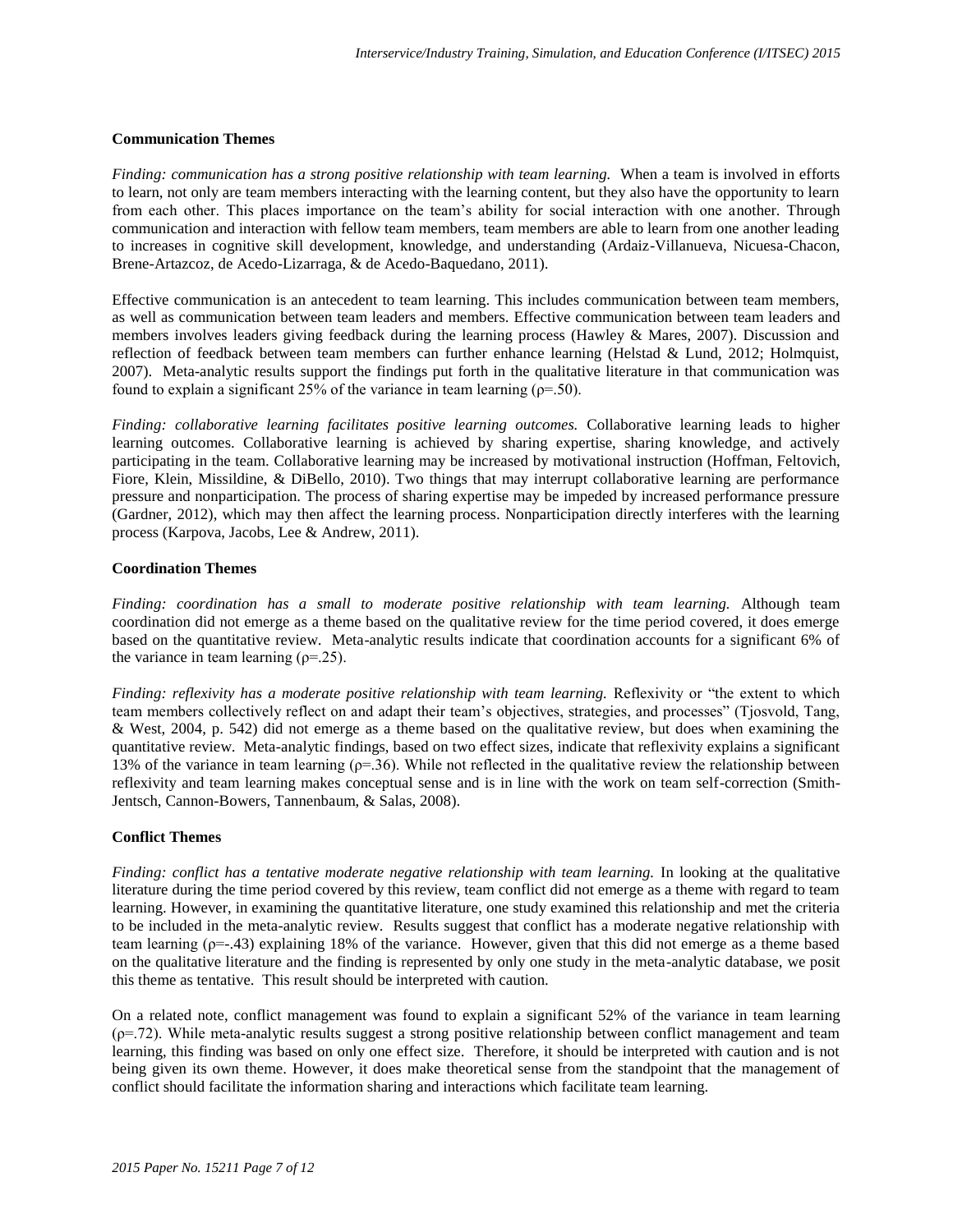### Communication Themes

*Finding: communication has a strong positive relationship with team learning.* When a team is involved in efforts to learn, not only are team members interacting with the learning content, but they also have the opportunity to learn from each other. This places importance on the team's ability for social interaction with one another. Through communication and interaction with fellow team members, team members are able to learn from one another leading to increases in cognitive skill development, knowledge, and understanding (Ardaiz-Villanueva, Nicuesa-Chacon, Brene-Artazcoz, de Acedo-Lizarraga, & de Acedo-Baquedano, 2011).

Effective communication is an antecedent to team learning. This includes communication between team members, as well as communication between team leaders and members. Effective communication between team leaders and members involves leaders giving feedback during the learning process (Hawley & Mares, 2007). Discussion and reflection of feedback between team members can further enhance learning (Helstad & Lund, 2012; Holmquist, 2007). Meta-analytic results support the findings put forth in the qualitative literature in that communication was found to explain a significant 25% of the variance in team learning ($\rho$=.50).

*Finding: collaborative learning facilitates positive learning outcomes.* Collaborative learning leads to higher learning outcomes. Collaborative learning is achieved by sharing expertise, sharing knowledge, and actively participating in the team. Collaborative learning may be increased by motivational instruction (Hoffman, Feltovich, Fiore, Klein, Missildine, & DiBello, 2010). Two things that may interrupt collaborative learning are performance pressure and nonparticipation. The process of sharing expertise may be impeded by increased performance pressure (Gardner, 2012), which may then affect the learning process. Nonparticipation directly interferes with the learning process (Karpova, Jacobs, Lee & Andrew, 2011).

### Coordination Themes

*Finding: coordination has a small to moderate positive relationship with team learning.* Although team coordination did not emerge as a theme based on the qualitative review for the time period covered, it does emerge based on the quantitative review. Meta-analytic results indicate that coordination accounts for a significant 6% of the variance in team learning ($\rho$=.25).

*Finding: reflexivity has a moderate positive relationship with team learning.* Reflexivity or "the extent to which team members collectively reflect on and adapt their team's objectives, strategies, and processes" (Tjosvold, Tang, & West, 2004, p. 542) did not emerge as a theme based on the qualitative review, but does when examining the quantitative review. Meta-analytic findings, based on two effect sizes, indicate that reflexivity explains a significant 13% of the variance in team learning ($\rho$=.36). While not reflected in the qualitative review the relationship between reflexivity and team learning makes conceptual sense and is in line with the work on team self-correction (Smith-Jentsch, Cannon-Bowers, Tannenbaum, & Salas, 2008).

### Conflict Themes

*Finding: conflict has a tentative moderate negative relationship with team learning.* In looking at the qualitative literature during the time period covered by this review, team conflict did not emerge as a theme with regard to team learning. However, in examining the quantitative literature, one study examined this relationship and met the criteria to be included in the meta-analytic review. Results suggest that conflict has a moderate negative relationship with team learning ($\rho$=-.43) explaining 18% of the variance. However, given that this did not emerge as a theme based on the qualitative literature and the finding is represented by only one study in the meta-analytic database, we posit this theme as tentative. This result should be interpreted with caution.

On a related note, conflict management was found to explain a significant 52% of the variance in team learning ($\rho$=.72). While meta-analytic results suggest a strong positive relationship between conflict management and team learning, this finding was based on only one effect size. Therefore, it should be interpreted with caution and is not being given its own theme. However, it does make theoretical sense from the standpoint that the management of conflict should facilitate the information sharing and interactions which facilitate team learning.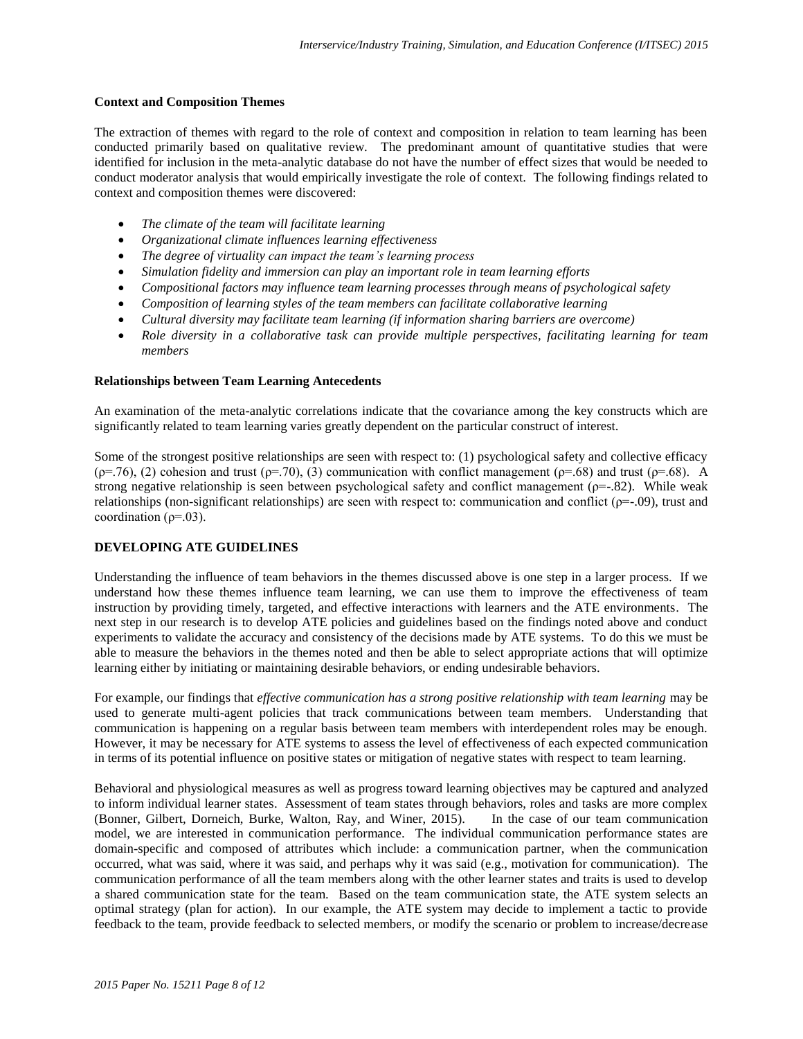**Context and Composition Themes**

The extraction of themes with regard to the role of context and composition in relation to team learning has been conducted primarily based on qualitative review. The predominant amount of quantitative studies that were identified for inclusion in the meta-analytic database do not have the number of effect sizes that would be needed to conduct moderator analysis that would empirically investigate the role of context. The following findings related to context and composition themes were discovered:

- *The climate of the team will facilitate learning*
- *Organizational climate influences learning effectiveness*
- *The degree of virtuality can impact the team's learning process*
- *Simulation fidelity and immersion can play an important role in team learning efforts*
- *Compositional factors may influence team learning processes through means of psychological safety*
- *Composition of learning styles of the team members can facilitate collaborative learning*
- *Cultural diversity may facilitate team learning (if information sharing barriers are overcome)*
- *Role diversity in a collaborative task can provide multiple perspectives, facilitating learning for team members*

**Relationships between Team Learning Antecedents**

An examination of the meta-analytic correlations indicate that the covariance among the key constructs which are significantly related to team learning varies greatly dependent on the particular construct of interest.

Some of the strongest positive relationships are seen with respect to: (1) psychological safety and collective efficacy ($\rho$=.76), (2) cohesion and trust ($\rho$=.70), (3) communication with conflict management ($\rho$=.68) and trust ($\rho$=.68). A strong negative relationship is seen between psychological safety and conflict management ($\rho$=-.82). While weak relationships (non-significant relationships) are seen with respect to: communication and conflict ($\rho$=-.09), trust and coordination ($\rho$=.03).

## DEVELOPING ATE GUIDELINES

Understanding the influence of team behaviors in the themes discussed above is one step in a larger process. If we understand how these themes influence team learning, we can use them to improve the effectiveness of team instruction by providing timely, targeted, and effective interactions with learners and the ATE environments. The next step in our research is to develop ATE policies and guidelines based on the findings noted above and conduct experiments to validate the accuracy and consistency of the decisions made by ATE systems. To do this we must be able to measure the behaviors in the themes noted and then be able to select appropriate actions that will optimize learning either by initiating or maintaining desirable behaviors, or ending undesirable behaviors.

For example, our findings that *effective communication has a strong positive relationship with team learning* may be used to generate multi-agent policies that track communications between team members. Understanding that communication is happening on a regular basis between team members with interdependent roles may be enough. However, it may be necessary for ATE systems to assess the level of effectiveness of each expected communication in terms of its potential influence on positive states or mitigation of negative states with respect to team learning.

Behavioral and physiological measures as well as progress toward learning objectives may be captured and analyzed to inform individual learner states. Assessment of team states through behaviors, roles and tasks are more complex (Bonner, Gilbert, Dorneich, Burke, Walton, Ray, and Winer, 2015). In the case of our team communication model, we are interested in communication performance. The individual communication performance states are domain-specific and composed of attributes which include: a communication partner, when the communication occurred, what was said, where it was said, and perhaps why it was said (e.g., motivation for communication). The communication performance of all the team members along with the other learner states and traits is used to develop a shared communication state for the team. Based on the team communication state, the ATE system selects an optimal strategy (plan for action). In our example, the ATE system may decide to implement a tactic to provide feedback to the team, provide feedback to selected members, or modify the scenario or problem to increase/decrease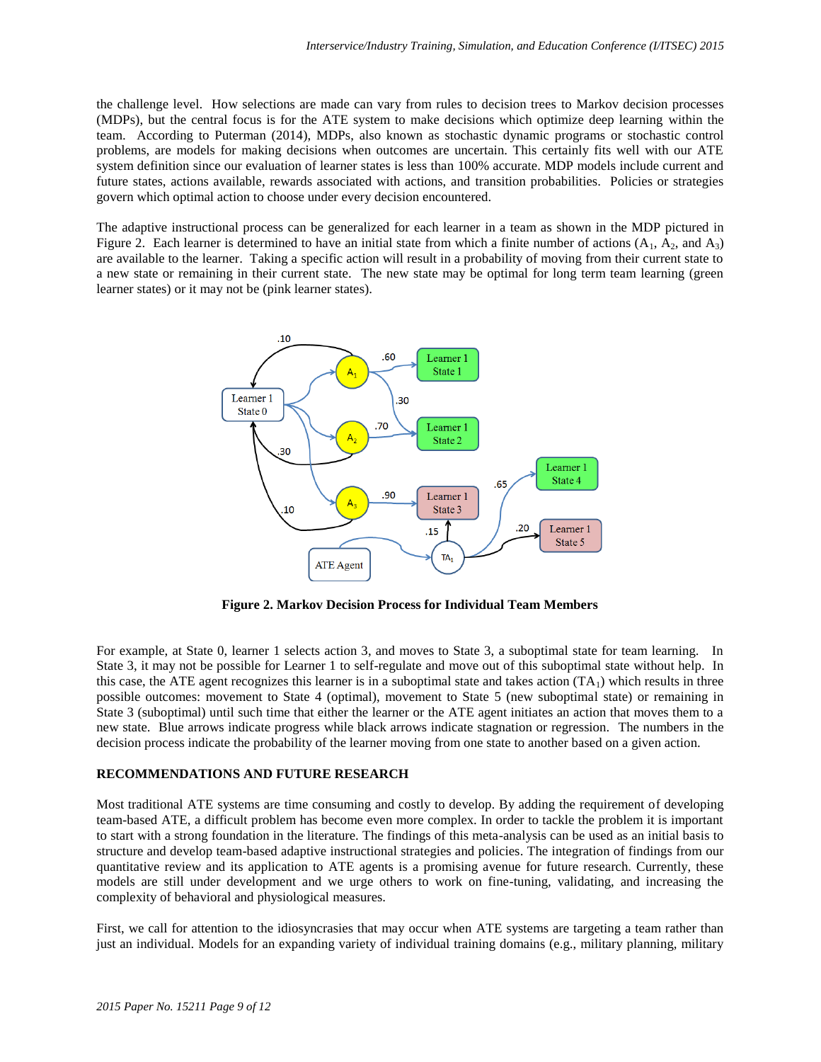the challenge level. How selections are made can vary from rules to decision trees to Markov decision processes (MDPs), but the central focus is for the ATE system to make decisions which optimize deep learning within the team. According to Puterman (2014), MDPs, also known as stochastic dynamic programs or stochastic control problems, are models for making decisions when outcomes are uncertain. This certainly fits well with our ATE system definition since our evaluation of learner states is less than 100% accurate. MDP models include current and future states, actions available, rewards associated with actions, and transition probabilities. Policies or strategies govern which optimal action to choose under every decision encountered.

The adaptive instructional process can be generalized for each learner in a team as shown in the MDP pictured in Figure 2. Each learner is determined to have an initial state from which a finite number of actions ($A_1$, $A_2$, and $A_3$) are available to the learner. Taking a specific action will result in a probability of moving from their current state to a new state or remaining in their current state. The new state may be optimal for long term team learning (green learner states) or it may not be (pink learner states).

**Figure 2. Markov Decision Process for Individual Team Members**

For example, at State 0, learner 1 selects action 3, and moves to State 3, a suboptimal state for team learning. In State 3, it may not be possible for Learner 1 to self-regulate and move out of this suboptimal state without help. In this case, the ATE agent recognizes this learner is in a suboptimal state and takes action ($TA_1$) which results in three possible outcomes: movement to State 4 (optimal), movement to State 5 (new suboptimal state) or remaining in State 3 (suboptimal) until such time that either the learner or the ATE agent initiates an action that moves them to a new state. Blue arrows indicate progress while black arrows indicate stagnation or regression. The numbers in the decision process indicate the probability of the learner moving from one state to another based on a given action.

## RECOMMENDATIONS AND FUTURE RESEARCH

Most traditional ATE systems are time consuming and costly to develop. By adding the requirement of developing team-based ATE, a difficult problem has become even more complex. In order to tackle the problem it is important to start with a strong foundation in the literature. The findings of this meta-analysis can be used as an initial basis to structure and develop team-based adaptive instructional strategies and policies. The integration of findings from our quantitative review and its application to ATE agents is a promising avenue for future research. Currently, these models are still under development and we urge others to work on fine-tuning, validating, and increasing the complexity of behavioral and physiological measures.

First, we call for attention to the idiosyncrasies that may occur when ATE systems are targeting a team rather than just an individual. Models for an expanding variety of individual training domains (e.g., military planning, military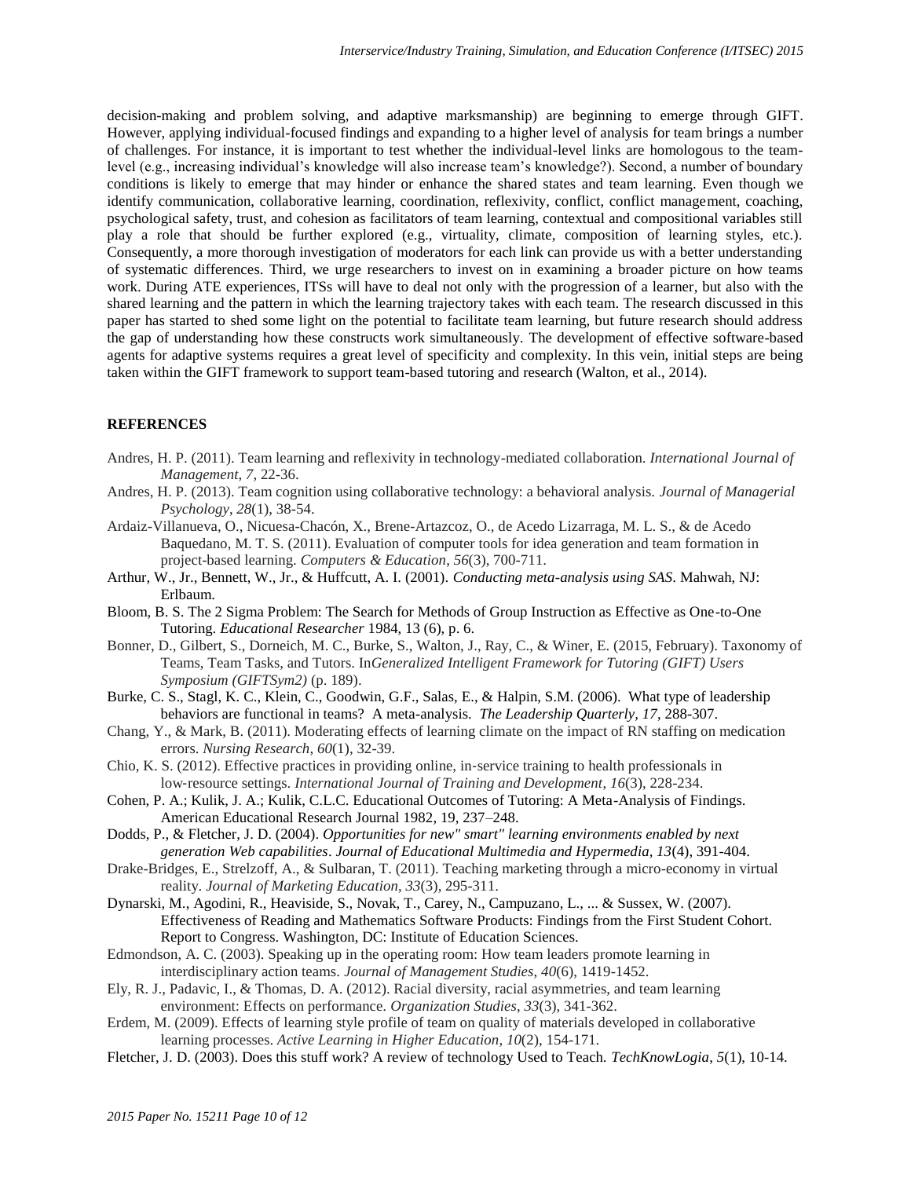decision-making and problem solving, and adaptive marksmanship) are beginning to emerge through GIFT. However, applying individual-focused findings and expanding to a higher level of analysis for team brings a number of challenges. For instance, it is important to test whether the individual-level links are homologous to the team-level (e.g., increasing individual's knowledge will also increase team's knowledge?). Second, a number of boundary conditions is likely to emerge that may hinder or enhance the shared states and team learning. Even though we identify communication, collaborative learning, coordination, reflexivity, conflict, conflict management, coaching, psychological safety, trust, and cohesion as facilitators of team learning, contextual and compositional variables still play a role that should be further explored (e.g., virtuality, climate, composition of learning styles, etc.). Consequently, a more thorough investigation of moderators for each link can provide us with a better understanding of systematic differences. Third, we urge researchers to invest on in examining a broader picture on how teams work. During ATE experiences, ITSs will have to deal not only with the progression of a learner, but also with the shared learning and the pattern in which the learning trajectory takes with each team. The research discussed in this paper has started to shed some light on the potential to facilitate team learning, but future research should address the gap of understanding how these constructs work simultaneously. The development of effective software-based agents for adaptive systems requires a great level of specificity and complexity. In this vein, initial steps are being taken within the GIFT framework to support team-based tutoring and research (Walton, et al., 2014).

## REFERENCES

Andres, H. P. (2011). Team learning and reflexivity in technology-mediated collaboration. *International Journal of Management*, *7*, 22-36.

Andres, H. P. (2013). Team cognition using collaborative technology: a behavioral analysis. *Journal of Managerial Psychology*, *28*(1), 38-54.

Ardaiz-Villanueva, O., Nicuesa-Chacón, X., Brene-Artazcoz, O., de Acedo Lizarraga, M. L. S., & de Acedo Baquedano, M. T. S. (2011). Evaluation of computer tools for idea generation and team formation in project-based learning. *Computers & Education*, *56*(3), 700-711.

Arthur, W., Jr., Bennett, W., Jr., & Huffcutt, A. I. (2001). *Conducting meta-analysis using SAS*. Mahwah, NJ: Erlbaum.

Bloom, B. S. The 2 Sigma Problem: The Search for Methods of Group Instruction as Effective as One-to-One Tutoring. *Educational Researcher* 1984, 13 (6), p. 6.

Bonner, D., Gilbert, S., Dorneich, M. C., Burke, S., Walton, J., Ray, C., & Winer, E. (2015, February). Taxonomy of Teams, Team Tasks, and Tutors. In*Generalized Intelligent Framework for Tutoring (GIFT) Users Symposium (GIFTSym2)* (p. 189).

Burke, C. S., Stagl, K. C., Klein, C., Goodwin, G.F., Salas, E., & Halpin, S.M. (2006). What type of leadership behaviors are functional in teams? A meta-analysis. *The Leadership Quarterly, 17*, 288-307.

Chang, Y., & Mark, B. (2011). Moderating effects of learning climate on the impact of RN staffing on medication errors. *Nursing Research*, *60*(1), 32-39.

Chio, K. S. (2012). Effective practices in providing online, in-service training to health professionals in low-resource settings. *International Journal of Training and Development*, *16*(3), 228-234.

Cohen, P. A.; Kulik, J. A.; Kulik, C.L.C. Educational Outcomes of Tutoring: A Meta-Analysis of Findings. American Educational Research Journal 1982, 19, 237–248.

Dodds, P., & Fletcher, J. D. (2004). *Opportunities for new" smart" learning environments enabled by next generation Web capabilities*. *Journal of Educational Multimedia and Hypermedia, 13*(4), 391-404.

Drake-Bridges, E., Strelzoff, A., & Sulbaran, T. (2011). Teaching marketing through a micro-economy in virtual reality. *Journal of Marketing Education*, *33*(3), 295-311.

Dynarski, M., Agodini, R., Heaviside, S., Novak, T., Carey, N., Campuzano, L., ... & Sussex, W. (2007). Effectiveness of Reading and Mathematics Software Products: Findings from the First Student Cohort. Report to Congress. Washington, DC: Institute of Education Sciences.

Edmondson, A. C. (2003). Speaking up in the operating room: How team leaders promote learning in interdisciplinary action teams. *Journal of Management Studies, 40*(6), 1419-1452.

Ely, R. J., Padavic, I., & Thomas, D. A. (2012). Racial diversity, racial asymmetries, and team learning environment: Effects on performance. *Organization Studies*, *33*(3), 341-362.

Erdem, M. (2009). Effects of learning style profile of team on quality of materials developed in collaborative learning processes. *Active Learning in Higher Education*, *10*(2), 154-171.

Fletcher, J. D. (2003). Does this stuff work? A review of technology Used to Teach. *TechKnowLogia*, *5*(1), 10-14.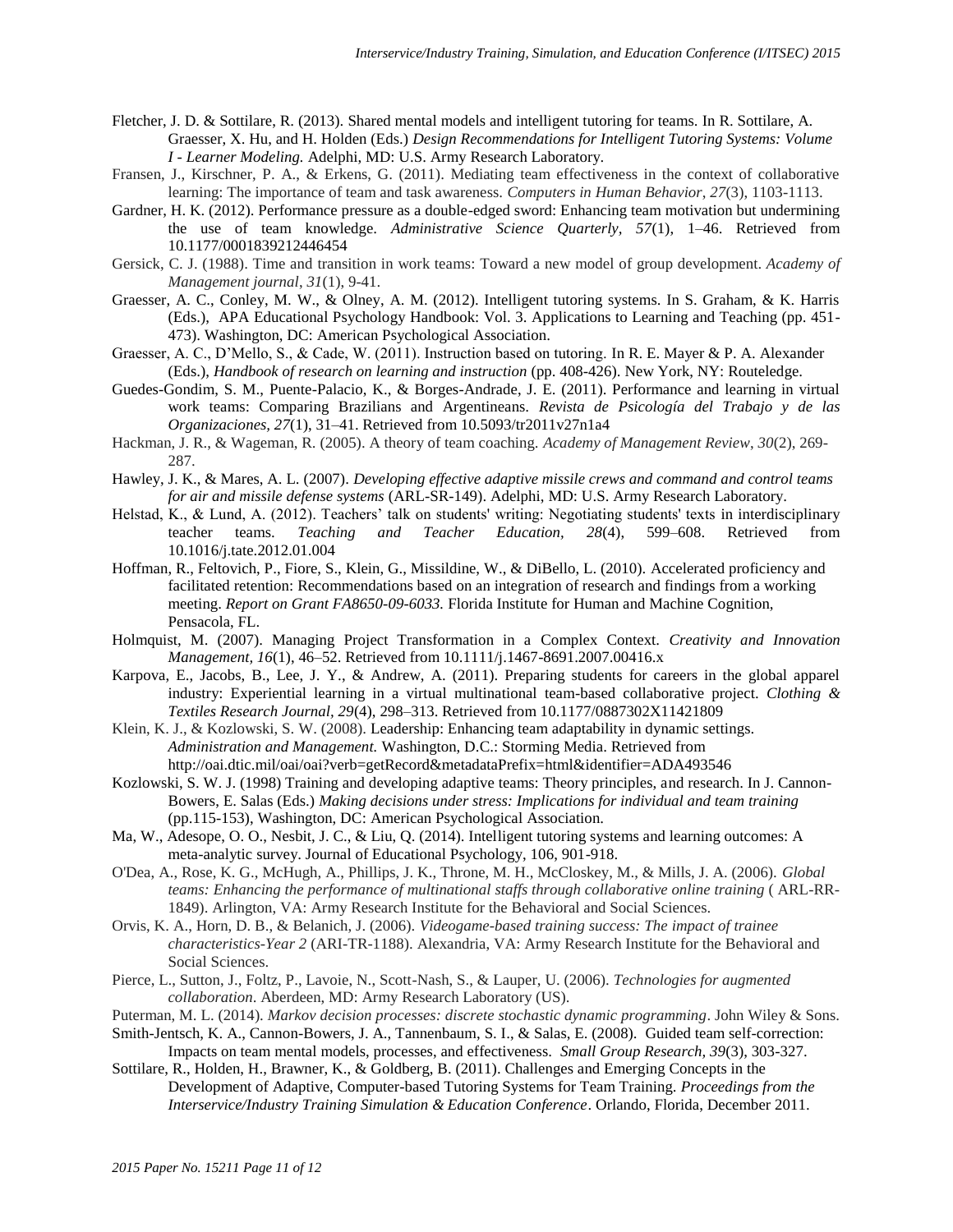Fletcher, J. D. & Sottilare, R. (2013). Shared mental models and intelligent tutoring for teams. In R. Sottilare, A. Graesser, X. Hu, and H. Holden (Eds.) *Design Recommendations for Intelligent Tutoring Systems: Volume I - Learner Modeling.* Adelphi, MD: U.S. Army Research Laboratory.

Fransen, J., Kirschner, P. A., & Erkens, G. (2011). Mediating team effectiveness in the context of collaborative learning: The importance of team and task awareness. *Computers in Human Behavior, 27*(3), 1103-1113.

Gardner, H. K. (2012). Performance pressure as a double-edged sword: Enhancing team motivation but undermining the use of team knowledge. *Administrative Science Quarterly, 57*(1), 1–46. Retrieved from 10.1177/0001839212446454

Gersick, C. J. (1988). Time and transition in work teams: Toward a new model of group development. *Academy of Management journal, 31*(1), 9-41.

Graesser, A. C., Conley, M. W., & Olney, A. M. (2012). Intelligent tutoring systems. In S. Graham, & K. Harris (Eds.), APA Educational Psychology Handbook: Vol. 3. Applications to Learning and Teaching (pp. 451-473). Washington, DC: American Psychological Association.

Graesser, A. C., D'Mello, S., & Cade, W. (2011). Instruction based on tutoring. In R. E. Mayer & P. A. Alexander (Eds.), *Handbook of research on learning and instruction* (pp. 408-426). New York, NY: Routeledge.

Guedes-Gondim, S. M., Puente-Palacio, K., & Borges-Andrade, J. E. (2011). Performance and learning in virtual work teams: Comparing Brazilians and Argentineans. *Revista de Psicología del Trabajo y de las Organizaciones, 27*(1), 31–41. Retrieved from 10.5093/tr2011v27n1a4

Hackman, J. R., & Wageman, R. (2005). A theory of team coaching. *Academy of Management Review, 30*(2), 269-287.

Hawley, J. K., & Mares, A. L. (2007). *Developing effective adaptive missile crews and command and control teams for air and missile defense systems* (ARL-SR-149). Adelphi, MD: U.S. Army Research Laboratory.

Helstad, K., & Lund, A. (2012). Teachers' talk on students' writing: Negotiating students' texts in interdisciplinary teacher teams. *Teaching and Teacher Education, 28*(4), 599–608. Retrieved from 10.1016/j.tate.2012.01.004

Hoffman, R., Feltovich, P., Fiore, S., Klein, G., Missildine, W., & DiBello, L. (2010). Accelerated proficiency and facilitated retention: Recommendations based on an integration of research and findings from a working meeting. *Report on Grant FA8650-09-6033.* Florida Institute for Human and Machine Cognition, Pensacola, FL.

Holmquist, M. (2007). Managing Project Transformation in a Complex Context. *Creativity and Innovation Management, 16*(1), 46–52. Retrieved from 10.1111/j.1467-8691.2007.00416.x

Karpova, E., Jacobs, B., Lee, J. Y., & Andrew, A. (2011). Preparing students for careers in the global apparel industry: Experiential learning in a virtual multinational team-based collaborative project. *Clothing & Textiles Research Journal, 29*(4), 298–313. Retrieved from 10.1177/0887302X11421809

Klein, K. J., & Kozlowski, S. W. (2008). Leadership: Enhancing team adaptability in dynamic settings. *Administration and Management.* Washington, D.C.: Storming Media. Retrieved from http://oai.dtic.mil/oai/oai?verb=getRecord&metadataPrefix=html&identifier=ADA493546

Kozlowski, S. W. J. (1998) Training and developing adaptive teams: Theory principles, and research. In J. Cannon-Bowers, E. Salas (Eds.) *Making decisions under stress: Implications for individual and team training* (pp.115-153), Washington, DC: American Psychological Association.

Ma, W., Adesope, O. O., Nesbit, J. C., & Liu, Q. (2014). Intelligent tutoring systems and learning outcomes: A meta-analytic survey. Journal of Educational Psychology, 106, 901-918.

O'Dea, A., Rose, K. G., McHugh, A., Phillips, J. K., Throne, M. H., McCloskey, M., & Mills, J. A. (2006). *Global teams: Enhancing the performance of multinational staffs through collaborative online training* ( ARL-RR-1849). Arlington, VA: Army Research Institute for the Behavioral and Social Sciences.

Orvis, K. A., Horn, D. B., & Belanich, J. (2006). *Videogame-based training success: The impact of trainee characteristics-Year 2* (ARI-TR-1188). Alexandria, VA: Army Research Institute for the Behavioral and Social Sciences.

Pierce, L., Sutton, J., Foltz, P., Lavoie, N., Scott-Nash, S., & Lauper, U. (2006). *Technologies for augmented collaboration*. Aberdeen, MD: Army Research Laboratory (US).

Puterman, M. L. (2014). *Markov decision processes: discrete stochastic dynamic programming*. John Wiley & Sons.

Smith-Jentsch, K. A., Cannon-Bowers, J. A., Tannenbaum, S. I., & Salas, E. (2008). Guided team self-correction: Impacts on team mental models, processes, and effectiveness. *Small Group Research, 39*(3), 303-327.

Sottilare, R., Holden, H., Brawner, K., & Goldberg, B. (2011). Challenges and Emerging Concepts in the Development of Adaptive, Computer-based Tutoring Systems for Team Training. *Proceedings from the Interservice/Industry Training Simulation & Education Conference*. Orlando, Florida, December 2011.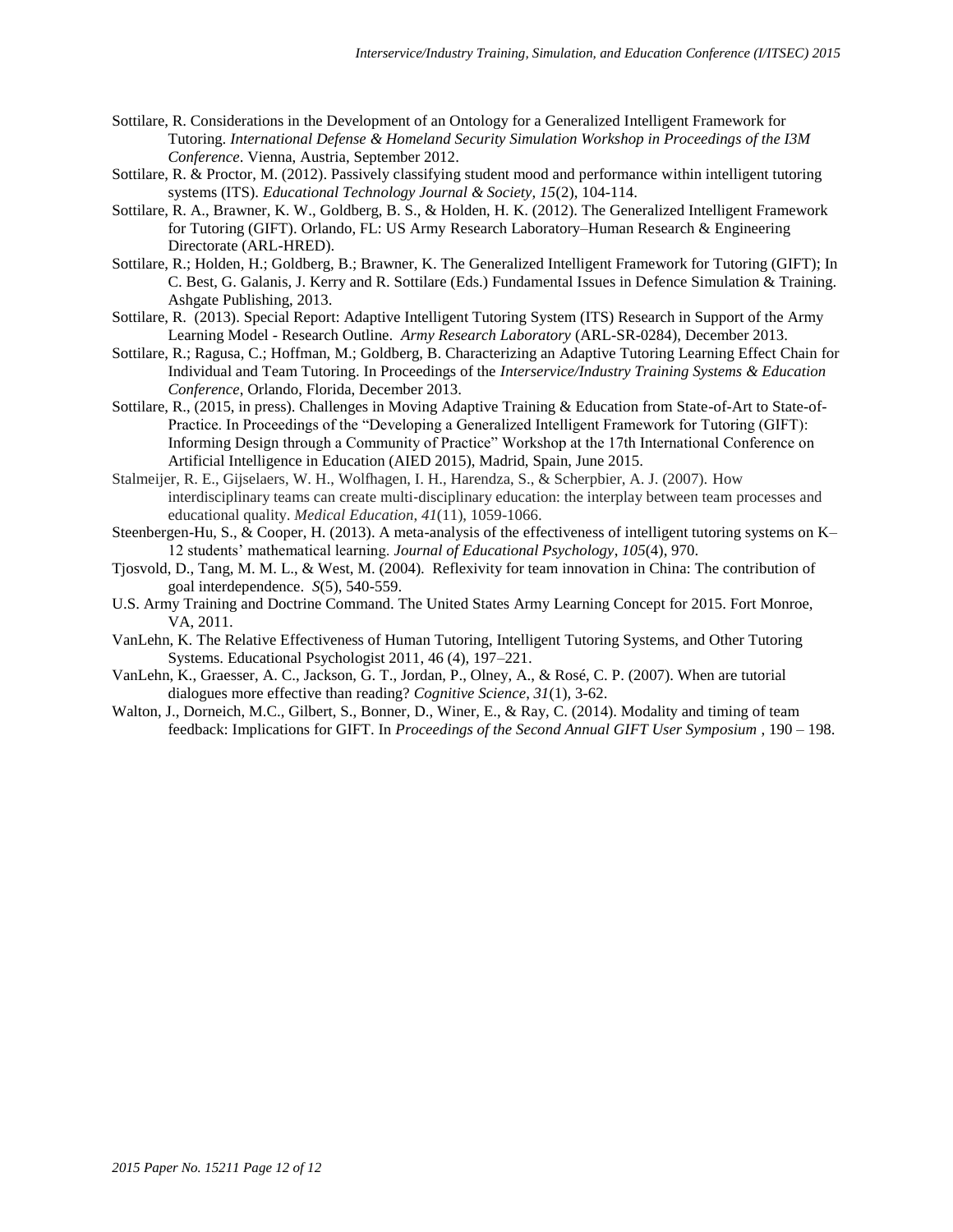Sottilare, R. Considerations in the Development of an Ontology for a Generalized Intelligent Framework for Tutoring. *International Defense & Homeland Security Simulation Workshop in Proceedings of the I3M Conference*. Vienna, Austria, September 2012.

Sottilare, R. & Proctor, M. (2012). Passively classifying student mood and performance within intelligent tutoring systems (ITS). *Educational Technology Journal & Society, 15*(2), 104-114.

Sottilare, R. A., Brawner, K. W., Goldberg, B. S., & Holden, H. K. (2012). The Generalized Intelligent Framework for Tutoring (GIFT). Orlando, FL: US Army Research Laboratory–Human Research & Engineering Directorate (ARL-HRED).

Sottilare, R.; Holden, H.; Goldberg, B.; Brawner, K. The Generalized Intelligent Framework for Tutoring (GIFT); In C. Best, G. Galanis, J. Kerry and R. Sottilare (Eds.) Fundamental Issues in Defence Simulation & Training. Ashgate Publishing, 2013.

Sottilare, R. (2013). Special Report: Adaptive Intelligent Tutoring System (ITS) Research in Support of the Army Learning Model - Research Outline. *Army Research Laboratory* (ARL-SR-0284), December 2013.

Sottilare, R.; Ragusa, C.; Hoffman, M.; Goldberg, B. Characterizing an Adaptive Tutoring Learning Effect Chain for Individual and Team Tutoring. In Proceedings of the *Interservice/Industry Training Systems & Education Conference*, Orlando, Florida, December 2013.

Sottilare, R., (2015, in press). Challenges in Moving Adaptive Training & Education from State-of-Art to State-of-Practice. In Proceedings of the "Developing a Generalized Intelligent Framework for Tutoring (GIFT): Informing Design through a Community of Practice" Workshop at the 17th International Conference on Artificial Intelligence in Education (AIED 2015), Madrid, Spain, June 2015.

Stalmeijer, R. E., Gijselaers, W. H., Wolfhagen, I. H., Harendza, S., & Scherpbier, A. J. (2007). How interdisciplinary teams can create multi-disciplinary education: the interplay between team processes and educational quality. *Medical Education, 41*(11), 1059-1066.

Steenbergen-Hu, S., & Cooper, H. (2013). A meta-analysis of the effectiveness of intelligent tutoring systems on K–12 students' mathematical learning. *Journal of Educational Psychology, 105*(4), 970.

Tjosvold, D., Tang, M. M. L., & West, M. (2004). Reflexivity for team innovation in China: The contribution of goal interdependence. *S*(5), 540-559.

U.S. Army Training and Doctrine Command. The United States Army Learning Concept for 2015. Fort Monroe, VA, 2011.

VanLehn, K. The Relative Effectiveness of Human Tutoring, Intelligent Tutoring Systems, and Other Tutoring Systems. Educational Psychologist 2011, 46 (4), 197–221.

VanLehn, K., Graesser, A. C., Jackson, G. T., Jordan, P., Olney, A., & Rosé, C. P. (2007). When are tutorial dialogues more effective than reading? *Cognitive Science, 31*(1), 3-62.

Walton, J., Dorneich, M.C., Gilbert, S., Bonner, D., Winer, E., & Ray, C. (2014). Modality and timing of team feedback: Implications for GIFT. In *Proceedings of the Second Annual GIFT User Symposium* , 190 – 198.